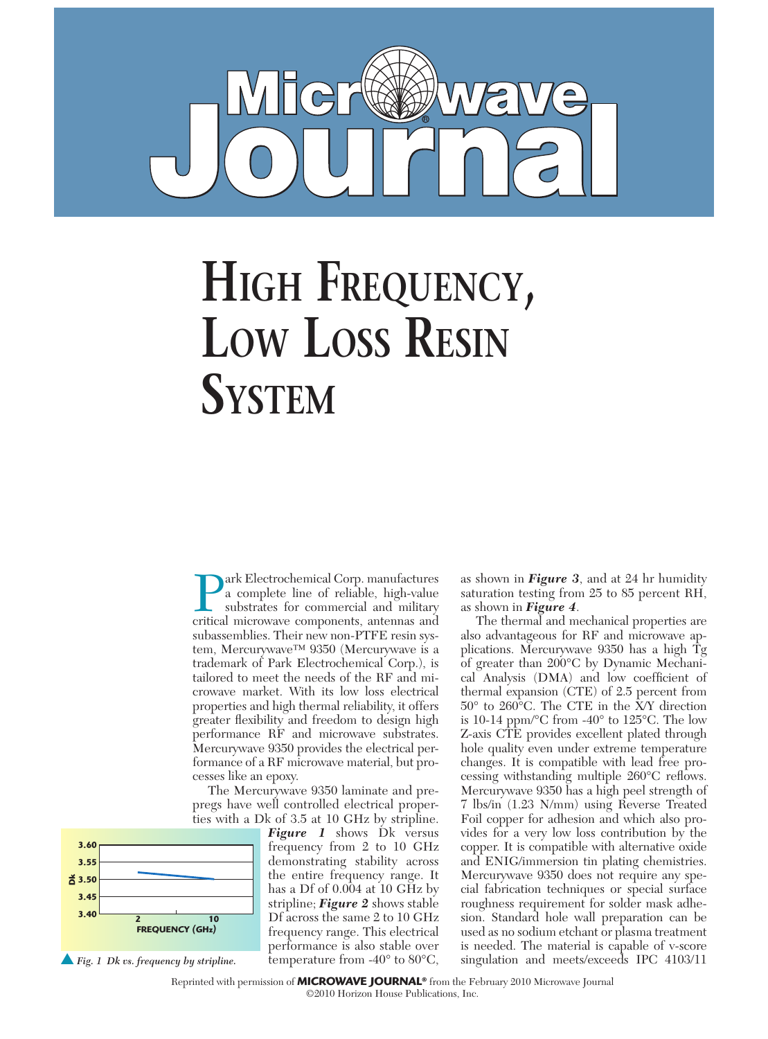# High Frequency, Low Loss Resin System

Park Electrochemical Corp. manufactures a complete line of reliable, high-value substrates for commercial and military critical microwave components, antennas and subassemblies. Their new non-PTFE resin system, Mercurywave™ 9350 (Mercurywave is a trademark of Park Electrochemical Corp.), is tailored to meet the needs of the RF and microwave market. With its low loss electrical properties and high thermal reliability, it offers greater flexibility and freedom to design high performance RF and microwave substrates. Mercurywave 9350 provides the electrical performance of a RF microwave material, but processes like an epoxy.

The Mercurywave 9350 laminate and prepregs have well controlled electrical properties with a Dk of 3.5 at 10 GHz by stripline. ***Figure 1*** shows Dk versus frequency from 2 to 10 GHz demonstrating stability across the entire frequency range. It has a Df of 0.004 at 10 GHz by stripline; ***Figure 2*** shows stable Df across the same 2 to 10 GHz frequency range. This electrical performance is also stable over temperature from -40° to 80°C, as shown in ***Figure 3***, and at 24 hr humidity saturation testing from 25 to 85 percent RH, as shown in ***Figure 4***.

*Fig. 1 Dk vs. frequency by stripline.*

The thermal and mechanical properties are also advantageous for RF and microwave applications. Mercurywave 9350 has a high Tg of greater than 200°C by Dynamic Mechanical Analysis (DMA) and low coefficient of thermal expansion (CTE) of 2.5 percent from 50° to 260°C. The CTE in the X/Y direction is 10-14 ppm/°C from -40° to 125°C. The low Z-axis CTE provides excellent plated through hole quality even under extreme temperature changes. It is compatible with lead free processing withstanding multiple 260°C reflows. Mercurywave 9350 has a high peel strength of 7 lbs/in (1.23 N/mm) using Reverse Treated Foil copper for adhesion and which also provides for a very low loss contribution by the copper. It is compatible with alternative oxide and ENIG/immersion tin plating chemistries. Mercurywave 9350 does not require any special fabrication techniques or special surface roughness requirement for solder mask adhesion. Standard hole wall preparation can be used as no sodium etchant or plasma treatment is needed. The material is capable of v-score singulation and meets/exceeds IPC 4103/11

Reprinted with permission of **MICROWAVE JOURNAL®** from the February 2010 Microwave Journal
©2010 Horizon House Publications, Inc.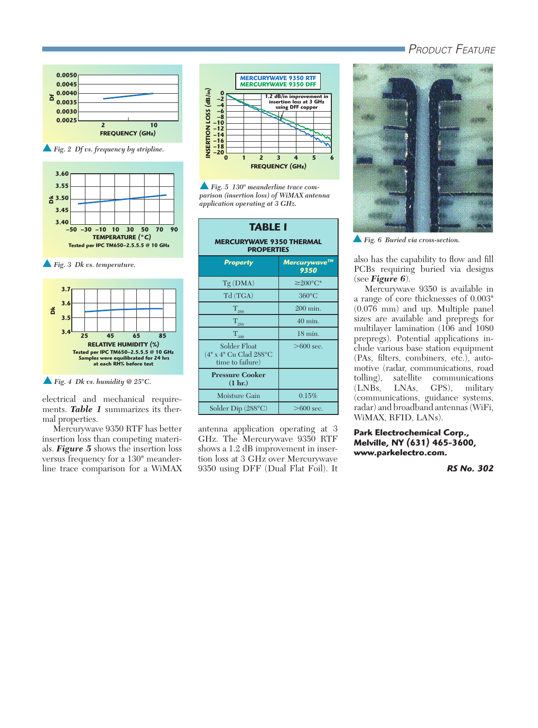0.0050
0.0045
0.0040
Df 0.0035
0.0030
0.0025
2
10
FREQUENCY (GHz)

Fig. 2 Df vs. frequency by stripline.

3.60
3.55
Dk 3.50
3.45
3.40
−50 −30 −10 10 30 50 70 90
TEMPERATURE (°C)
Tested per IPC TM650–2.5.5.5 @ 10 GHz

Fig. 3 Dk vs. temperature.

3.7
3.6
Dk 3.5
3.4
25 45 65 85
RELATIVE HUMIDITY (%)
Tested per IPC TM650–2.5.5.5 @ 10 GHz
Samples were equilibrated for 24 hrs at each RH% before test

Fig. 4 Dk vs. humidity @ 25°C.

electrical and mechanical requirements. ***Table 1*** summarizes its thermal properties.

Mercurywave 9350 RTF has better insertion loss than competing materials. ***Figure 5*** shows the insertion loss versus frequency for a 130" meanderline trace comparison for a WiMAX antenna application operating at 3 GHz. The Mercurywave 9350 RTF shows a 1.2 dB improvement in insertion loss at 3 GHz over Mercurywave 9350 using DFF (Dual Flat Foil). It also has the capability to flow and fill PCBs requiring buried via designs (see ***Figure 6***).

Mercurywave 9350 is available in a range of core thicknesses of 0.003" (0.076 mm) and up. Multiple panel sizes are available and prepregs for multilayer lamination (106 and 1080 prepregs). Potential applications include various base station equipment (PAs, filters, combiners, etc.), automotive (radar, communications, road tolling), satellite communications (LNBs, LNAs, GPS), military (communications, guidance systems, radar) and broadband antennas (WiFi, WiMAX, RFID, LANs).

MERCURYWAVE 9350 RTF
MERCURYWAVE 9350 DFF
1.2 dB/in improvement in insertion loss at 3 GHz using DFF copper
INSERTION LOSS (dB/in)
0 −2 −4 −6 −8 −10 −12 −14 −16 −18 −20
0 1 2 3 4 5 6
FREQUENCY (GHz)

Fig. 5 130" meanderline trace comparison (insertion loss) of WiMAX antenna application operating at 3 GHz.

**TABLE I**

**MERCURYWAVE 9350 THERMAL PROPERTIES**

| *Property* | *Mercurywave™ 9350* |
|---|---|
| Tg (DMA) | ≥200°C* |
| Td (TGA) | 360°C |
| $T_{260}$ | 200 min. |
| $T_{288}$ | 40 min. |
| $T_{300}$ | 18 min. |
| Solder Float (4" x 4" Cu Clad 288°C time to failure) | >600 sec. |
| **Pressure Cooker (1 hr.)** | |
| Moisture Gain | 0.15% |
| Solder Dip (288°C) | >600 sec. |

Fig. 6 Buried via cross-section.

**Park Electrochemical Corp., Melville, NY (631) 465-3600, www.parkelectro.com.**

***RS No. 302***